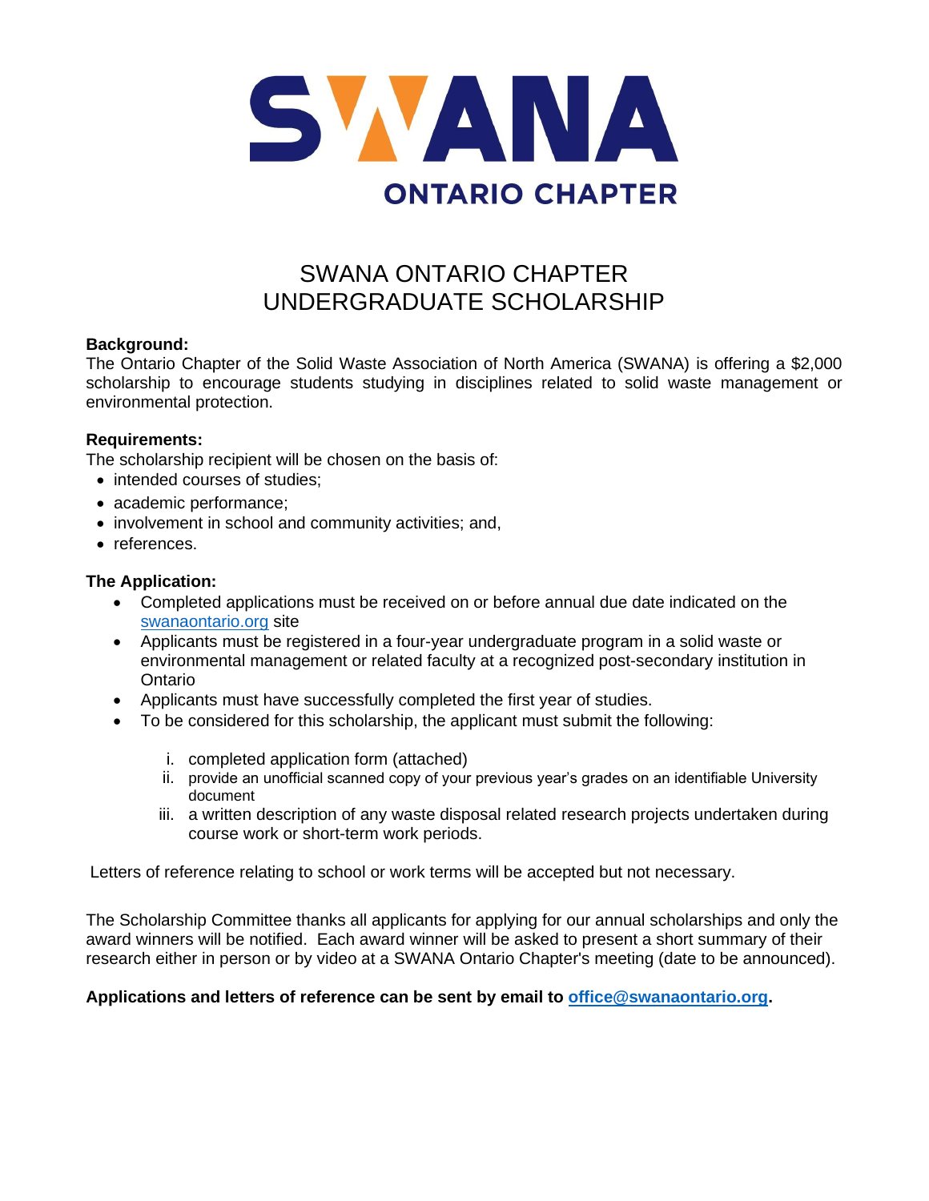SWANA

ONTARIO CHAPTER

# SWANA ONTARIO CHAPTER UNDERGRADUATE SCHOLARSHIP

**Background:**
The Ontario Chapter of the Solid Waste Association of North America (SWANA) is offering a $2,000 scholarship to encourage students studying in disciplines related to solid waste management or environmental protection.

**Requirements:**
The scholarship recipient will be chosen on the basis of:

- intended courses of studies;
- academic performance;
- involvement in school and community activities; and,
- references.

**The Application:**

- Completed applications must be received on or before annual due date indicated on the swanaontario.org site
- Applicants must be registered in a four-year undergraduate program in a solid waste or environmental management or related faculty at a recognized post-secondary institution in Ontario
- Applicants must have successfully completed the first year of studies.
- To be considered for this scholarship, the applicant must submit the following:
    - i. completed application form (attached)
    - ii. provide an unofficial scanned copy of your previous year's grades on an identifiable University document
    - iii. a written description of any waste disposal related research projects undertaken during course work or short-term work periods.

Letters of reference relating to school or work terms will be accepted but not necessary.

The Scholarship Committee thanks all applicants for applying for our annual scholarships and only the award winners will be notified. Each award winner will be asked to present a short summary of their research either in person or by video at a SWANA Ontario Chapter's meeting (date to be announced).

**Applications and letters of reference can be sent by email to office@swanaontario.org.**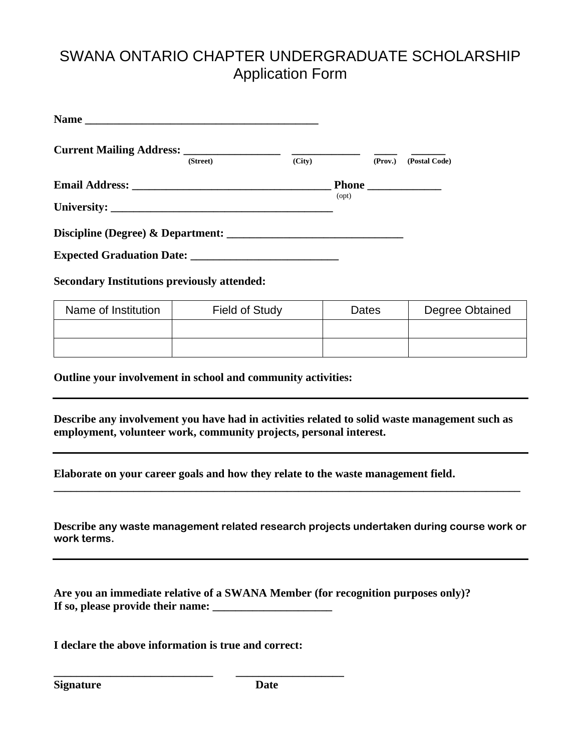# SWANA ONTARIO CHAPTER UNDERGRADUATE SCHOLARSHIP
## Application Form

**Name** ________________________________________

**Current Mailing Address:** _________________ ____________ ____ ______
(Street) (City) (Prov.) (Postal Code)

**Email Address:** __________________________________ **Phone** _____________
(opt)

**University:** _______________________________________

**Discipline (Degree) & Department:** ______________________________

**Expected Graduation Date:** _________________________

**Secondary Institutions previously attended:**

| Name of Institution | Field of Study | Dates | Degree Obtained |
|---|---|---|---|
| | | | |
| | | | |

**Outline your involvement in school and community activities:**

---

**Describe any involvement you have had in activities related to solid waste management such as employment, volunteer work, community projects, personal interest.**

---

**Elaborate on your career goals and how they relate to the waste management field.**

---

**Describe any waste management related research projects undertaken during course work or work terms.**

---

**Are you an immediate relative of a SWANA Member (for recognition purposes only)?**
**If so, please provide their name:** _____________________

**I declare the above information is true and correct:**

_____________________________ ___________________
**Signature** **Date**